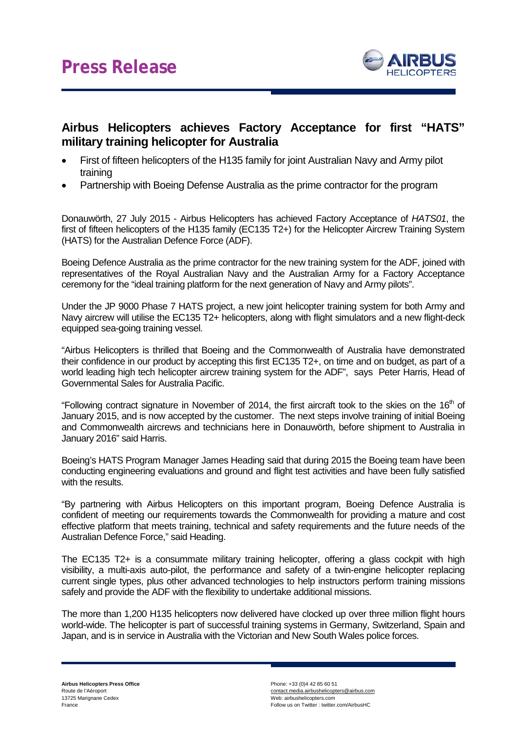# Press Release

## Airbus Helicopters achieves Factory Acceptance for first "HATS" military training helicopter for Australia

- First of fifteen helicopters of the H135 family for joint Australian Navy and Army pilot training
- Partnership with Boeing Defense Australia as the prime contractor for the program

Donauwörth, 27 July 2015 - Airbus Helicopters has achieved Factory Acceptance of *HATS01*, the first of fifteen helicopters of the H135 family (EC135 T2+) for the Helicopter Aircrew Training System (HATS) for the Australian Defence Force (ADF).

Boeing Defence Australia as the prime contractor for the new training system for the ADF, joined with representatives of the Royal Australian Navy and the Australian Army for a Factory Acceptance ceremony for the "ideal training platform for the next generation of Navy and Army pilots".

Under the JP 9000 Phase 7 HATS project, a new joint helicopter training system for both Army and Navy aircrew will utilise the EC135 T2+ helicopters, along with flight simulators and a new flight-deck equipped sea-going training vessel.

"Airbus Helicopters is thrilled that Boeing and the Commonwealth of Australia have demonstrated their confidence in our product by accepting this first EC135 T2+, on time and on budget, as part of a world leading high tech helicopter aircrew training system for the ADF", says Peter Harris, Head of Governmental Sales for Australia Pacific.

"Following contract signature in November of 2014, the first aircraft took to the skies on the 16th of January 2015, and is now accepted by the customer. The next steps involve training of initial Boeing and Commonwealth aircrews and technicians here in Donauwörth, before shipment to Australia in January 2016" said Harris.

Boeing's HATS Program Manager James Heading said that during 2015 the Boeing team have been conducting engineering evaluations and ground and flight test activities and have been fully satisfied with the results.

"By partnering with Airbus Helicopters on this important program, Boeing Defence Australia is confident of meeting our requirements towards the Commonwealth for providing a mature and cost effective platform that meets training, technical and safety requirements and the future needs of the Australian Defence Force," said Heading.

The EC135 T2+ is a consummate military training helicopter, offering a glass cockpit with high visibility, a multi-axis auto-pilot, the performance and safety of a twin-engine helicopter replacing current single types, plus other advanced technologies to help instructors perform training missions safely and provide the ADF with the flexibility to undertake additional missions.

The more than 1,200 H135 helicopters now delivered have clocked up over three million flight hours world-wide. The helicopter is part of successful training systems in Germany, Switzerland, Spain and Japan, and is in service in Australia with the Victorian and New South Wales police forces.

**Airbus Helicopters Press Office**
Route de l'Aéroport
13725 Marignane Cedex
France

Phone: +33 (0)4 42 85 60 51
contact.media.airbushelicopters@airbus.com
Web: airbushelicopters.com
Follow us on Twitter : twitter.com/AirbusHC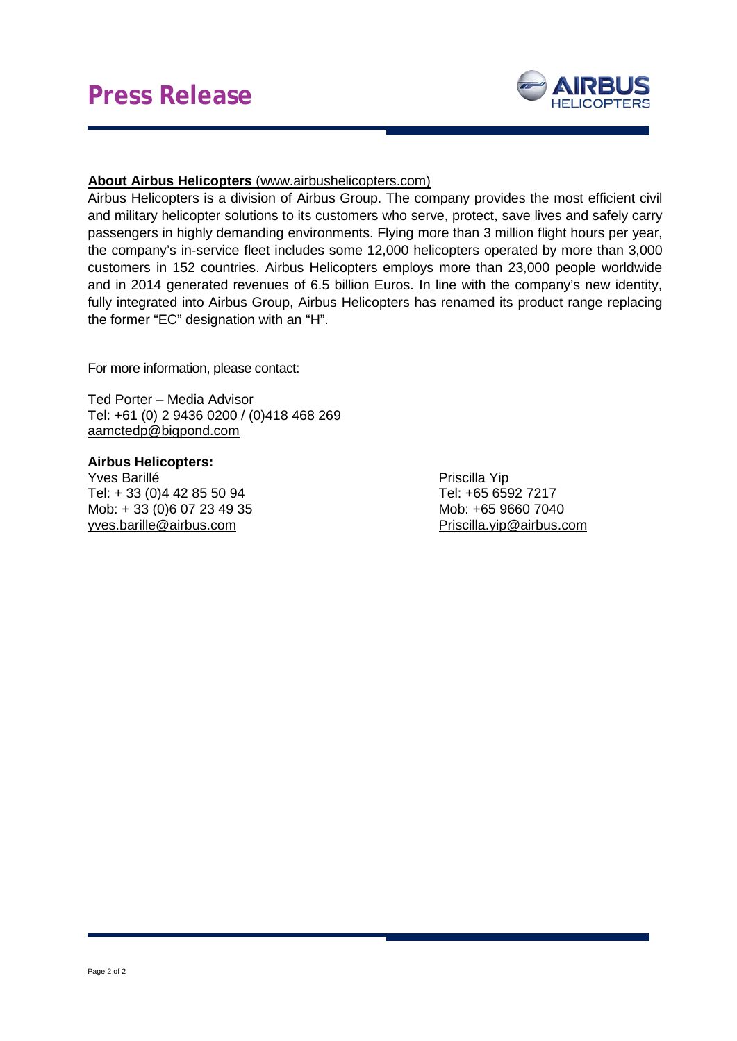**About Airbus Helicopters** (www.airbushelicopters.com)

Airbus Helicopters is a division of Airbus Group. The company provides the most efficient civil and military helicopter solutions to its customers who serve, protect, save lives and safely carry passengers in highly demanding environments. Flying more than 3 million flight hours per year, the company's in-service fleet includes some 12,000 helicopters operated by more than 3,000 customers in 152 countries. Airbus Helicopters employs more than 23,000 people worldwide and in 2014 generated revenues of 6.5 billion Euros. In line with the company's new identity, fully integrated into Airbus Group, Airbus Helicopters has renamed its product range replacing the former "EC" designation with an "H".

For more information, please contact:

Ted Porter – Media Advisor
Tel: +61 (0) 2 9436 0200 / (0)418 468 269
aamctedp@bigpond.com

**Airbus Helicopters:**

Yves Barillé
Tel: + 33 (0)4 42 85 50 94
Mob: + 33 (0)6 07 23 49 35
yves.barille@airbus.com

Priscilla Yip
Tel: +65 6592 7217
Mob: +65 9660 7040
Priscilla.yip@airbus.com